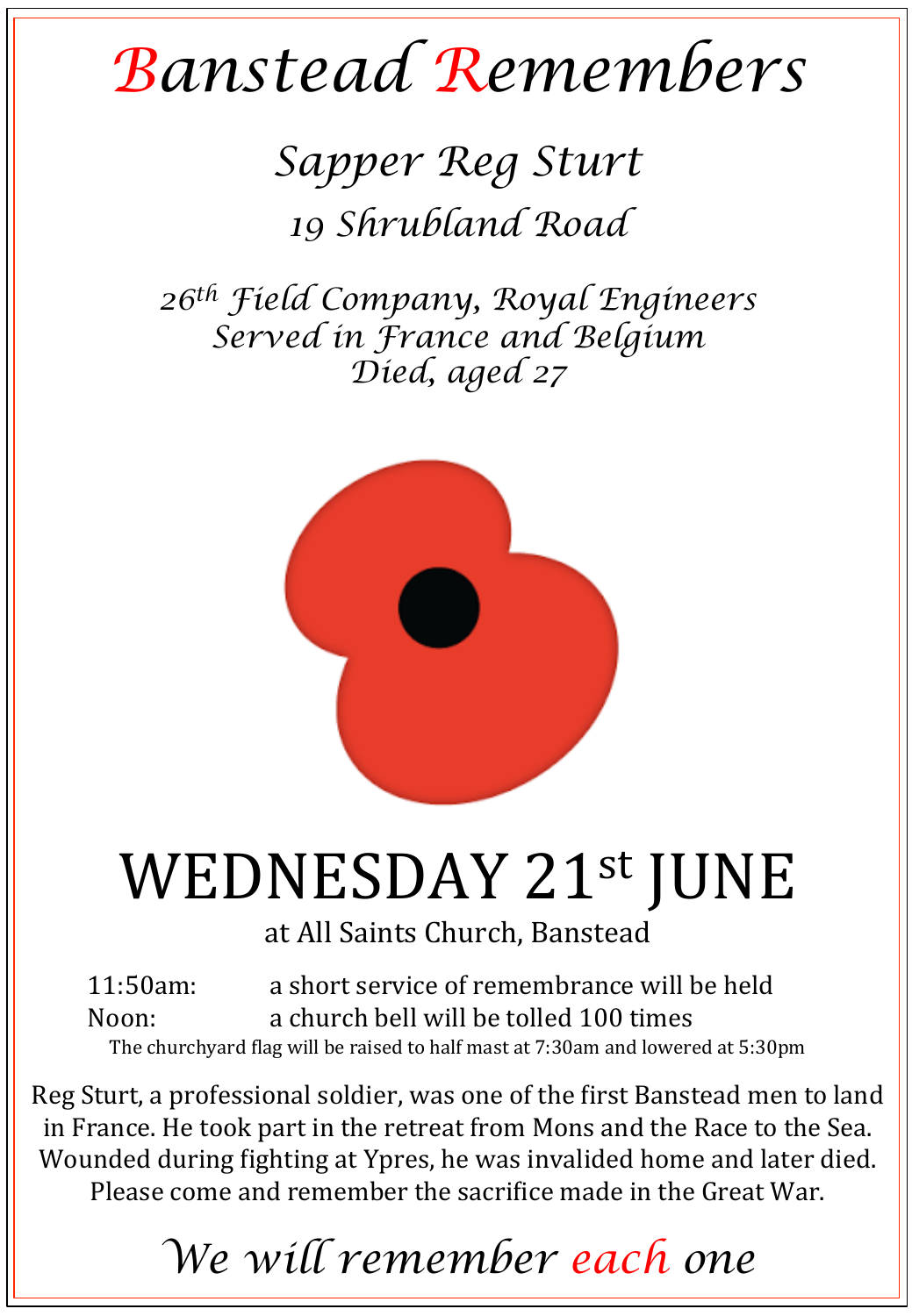# Banstead Remembers

## *Sapper Reg Sturt*

*19 Shrubland Road*

*26th Field Company, Royal Engineers*
*Served in France and Belgium*
*Died, aged 27*

# WEDNESDAY 21st JUNE

at All Saints Church, Banstead

11:50am: a short service of remembrance will be held
Noon: a church bell will be tolled 100 times

The churchyard flag will be raised to half mast at 7:30am and lowered at 5:30pm

Reg Sturt, a professional soldier, was one of the first Banstead men to land in France. He took part in the retreat from Mons and the Race to the Sea. Wounded during fighting at Ypres, he was invalided home and later died. Please come and remember the sacrifice made in the Great War.

*We will remember each one*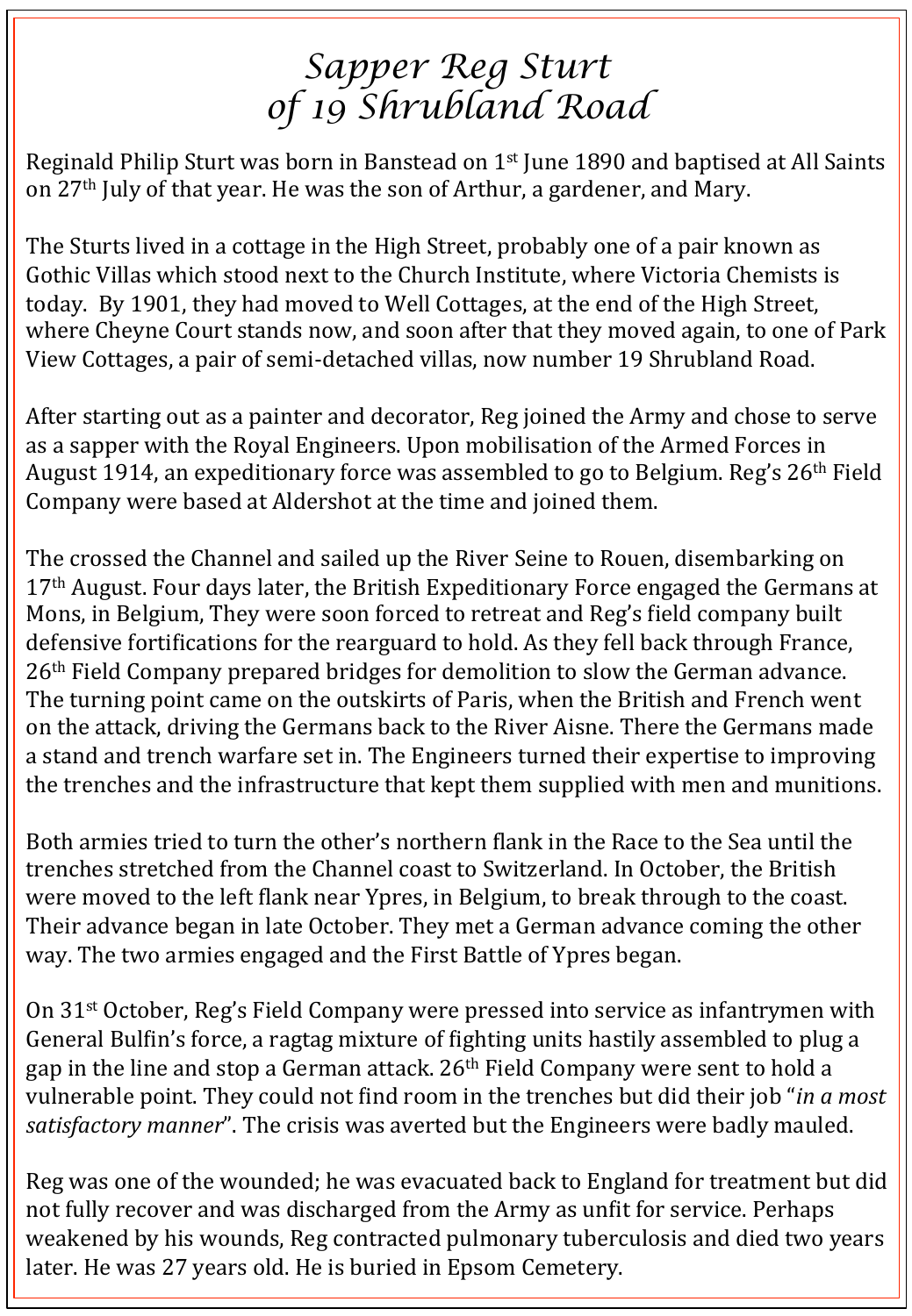# Sapper Reg Sturt of 19 Shrubland Road

Reginald Philip Sturt was born in Banstead on 1st June 1890 and baptised at All Saints on 27th July of that year. He was the son of Arthur, a gardener, and Mary.

The Sturts lived in a cottage in the High Street, probably one of a pair known as Gothic Villas which stood next to the Church Institute, where Victoria Chemists is today. By 1901, they had moved to Well Cottages, at the end of the High Street, where Cheyne Court stands now, and soon after that they moved again, to one of Park View Cottages, a pair of semi-detached villas, now number 19 Shrubland Road.

After starting out as a painter and decorator, Reg joined the Army and chose to serve as a sapper with the Royal Engineers. Upon mobilisation of the Armed Forces in August 1914, an expeditionary force was assembled to go to Belgium. Reg's 26th Field Company were based at Aldershot at the time and joined them.

The crossed the Channel and sailed up the River Seine to Rouen, disembarking on 17th August. Four days later, the British Expeditionary Force engaged the Germans at Mons, in Belgium, They were soon forced to retreat and Reg's field company built defensive fortifications for the rearguard to hold. As they fell back through France, 26th Field Company prepared bridges for demolition to slow the German advance. The turning point came on the outskirts of Paris, when the British and French went on the attack, driving the Germans back to the River Aisne. There the Germans made a stand and trench warfare set in. The Engineers turned their expertise to improving the trenches and the infrastructure that kept them supplied with men and munitions.

Both armies tried to turn the other's northern flank in the Race to the Sea until the trenches stretched from the Channel coast to Switzerland. In October, the British were moved to the left flank near Ypres, in Belgium, to break through to the coast. Their advance began in late October. They met a German advance coming the other way. The two armies engaged and the First Battle of Ypres began.

On 31st October, Reg's Field Company were pressed into service as infantrymen with General Bulfin's force, a ragtag mixture of fighting units hastily assembled to plug a gap in the line and stop a German attack. 26th Field Company were sent to hold a vulnerable point. They could not find room in the trenches but did their job "*in a most satisfactory manner*". The crisis was averted but the Engineers were badly mauled.

Reg was one of the wounded; he was evacuated back to England for treatment but did not fully recover and was discharged from the Army as unfit for service. Perhaps weakened by his wounds, Reg contracted pulmonary tuberculosis and died two years later. He was 27 years old. He is buried in Epsom Cemetery.